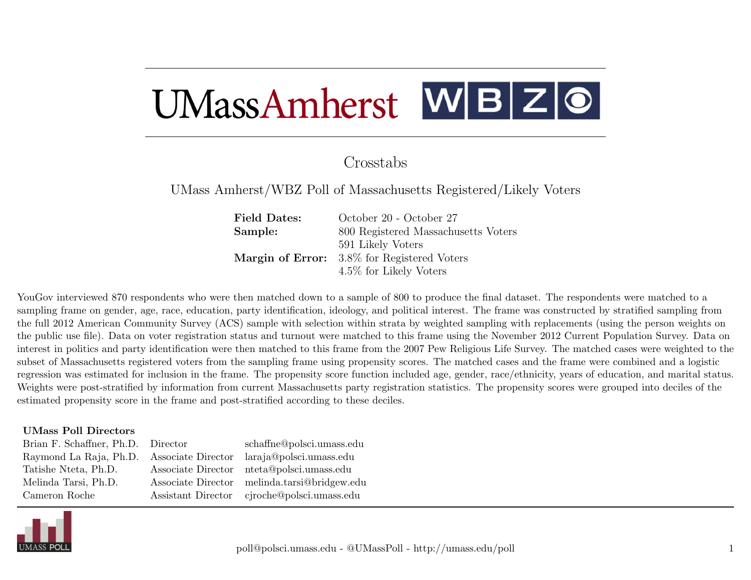UMassAmherst WBZ

# Crosstabs

## UMass Amherst/WBZ Poll of Massachusetts Registered/Likely Voters

| | |
|---|---|
| **Field Dates:** | October 20 - October 27 |
| **Sample:** | 800 Registered Massachusetts Voters |
| | 591 Likely Voters |
| **Margin of Error:** | 3.8% for Registered Voters |
| | 4.5% for Likely Voters |

YouGov interviewed 870 respondents who were then matched down to a sample of 800 to produce the final dataset. The respondents were matched to a sampling frame on gender, age, race, education, party identification, ideology, and political interest. The frame was constructed by stratified sampling from the full 2012 American Community Survey (ACS) sample with selection within strata by weighted sampling with replacements (using the person weights on the public use file). Data on voter registration status and turnout were matched to this frame using the November 2012 Current Population Survey. Data on interest in politics and party identification were then matched to this frame from the 2007 Pew Religious Life Survey. The matched cases were weighted to the subset of Massachusetts registered voters from the sampling frame using propensity scores. The matched cases and the frame were combined and a logistic regression was estimated for inclusion in the frame. The propensity score function included age, gender, race/ethnicity, years of education, and marital status. Weights were post-stratified by information from current Massachusetts party registration statistics. The propensity scores were grouped into deciles of the estimated propensity score in the frame and post-stratified according to these deciles.

**UMass Poll Directors**

| | | |
|---|---|---|
| Brian F. Schaffner, Ph.D. | Director | schaffne@polsci.umass.edu |
| Raymond La Raja, Ph.D. | Associate Director | laraja@polsci.umass.edu |
| Tatishe Nteta, Ph.D. | Associate Director | nteta@polsci.umass.edu |
| Melinda Tarsi, Ph.D. | Associate Director | melinda.tarsi@bridgew.edu |
| Cameron Roche | Assistant Director | cjroche@polsci.umass.edu |

UMASS POLL

poll@polsci.umass.edu - @UMassPoll - http://umass.edu/poll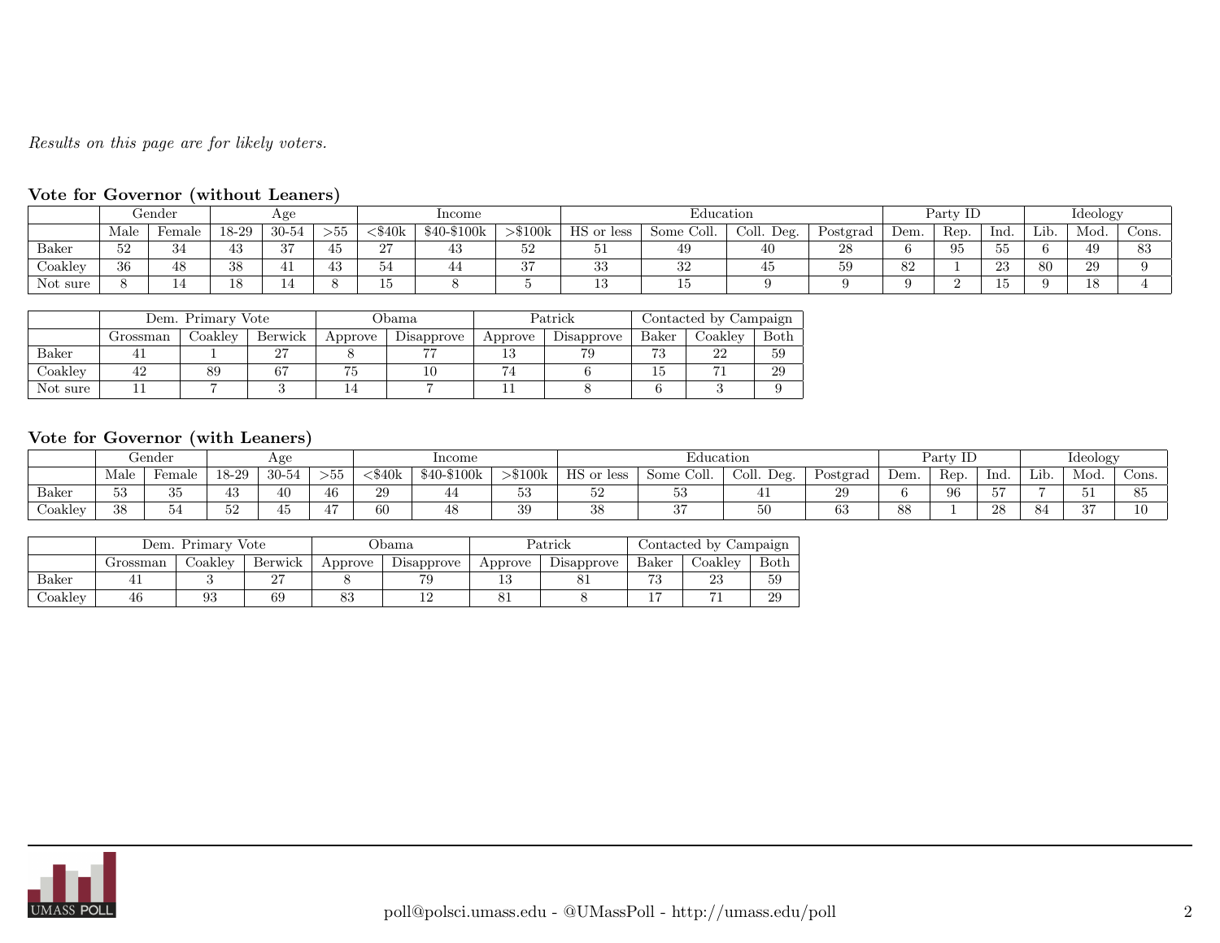*Results on this page are for likely voters.*

**Vote for Governor (without Leaners)**

| | Gender | | Age | | | Income | | | Education | | | | Party ID | | | Ideology | | |
|---|---|---|---|---|---|---|---|---|---|---|---|---|---|---|---|---|---|---|
| | Male | Female | 18-29 | 30-54 | >55 | <$40k | $40-$100k | >$100k | HS or less | Some Coll. | Coll. Deg. | Postgrad | Dem. | Rep. | Ind. | Lib. | Mod. | Cons. |
| Baker | 52 | 34 | 43 | 37 | 45 | 27 | 43 | 52 | 51 | 49 | 40 | 28 | 6 | 95 | 55 | 6 | 49 | 83 |
| Coakley | 36 | 48 | 38 | 41 | 43 | 54 | 44 | 37 | 33 | 32 | 45 | 59 | 82 | 1 | 23 | 80 | 29 | 9 |
| Not sure | 8 | 14 | 18 | 14 | 8 | 15 | 8 | 5 | 13 | 15 | 9 | 9 | 9 | 2 | 15 | 9 | 18 | 4 |

| | Dem. Primary Vote | | | Obama | | Patrick | | Contacted by Campaign | | |
|---|---|---|---|---|---|---|---|---|---|---|
| | Grossman | Coakley | Berwick | Approve | Disapprove | Approve | Disapprove | Baker | Coakley | Both |
| Baker | 41 | 1 | 27 | 8 | 77 | 13 | 79 | 73 | 22 | 59 |
| Coakley | 42 | 89 | 67 | 75 | 10 | 74 | 6 | 15 | 71 | 29 |
| Not sure | 11 | 7 | 3 | 14 | 7 | 11 | 8 | 6 | 3 | 9 |

**Vote for Governor (with Leaners)**

| | Gender | | Age | | | Income | | | Education | | | | Party ID | | | Ideology | | |
|---|---|---|---|---|---|---|---|---|---|---|---|---|---|---|---|---|---|---|
| | Male | Female | 18-29 | 30-54 | >55 | <$40k | $40-$100k | >$100k | HS or less | Some Coll. | Coll. Deg. | Postgrad | Dem. | Rep. | Ind. | Lib. | Mod. | Cons. |
| Baker | 53 | 35 | 43 | 40 | 46 | 29 | 44 | 53 | 52 | 53 | 41 | 29 | 6 | 96 | 57 | 7 | 51 | 85 |
| Coakley | 38 | 54 | 52 | 45 | 47 | 60 | 48 | 39 | 38 | 37 | 50 | 63 | 88 | 1 | 28 | 84 | 37 | 10 |

| | Dem. Primary Vote | | | Obama | | Patrick | | Contacted by Campaign | | |
|---|---|---|---|---|---|---|---|---|---|---|
| | Grossman | Coakley | Berwick | Approve | Disapprove | Approve | Disapprove | Baker | Coakley | Both |
| Baker | 41 | 3 | 27 | 8 | 79 | 13 | 81 | 73 | 23 | 59 |
| Coakley | 46 | 93 | 69 | 83 | 12 | 81 | 8 | 17 | 71 | 29 |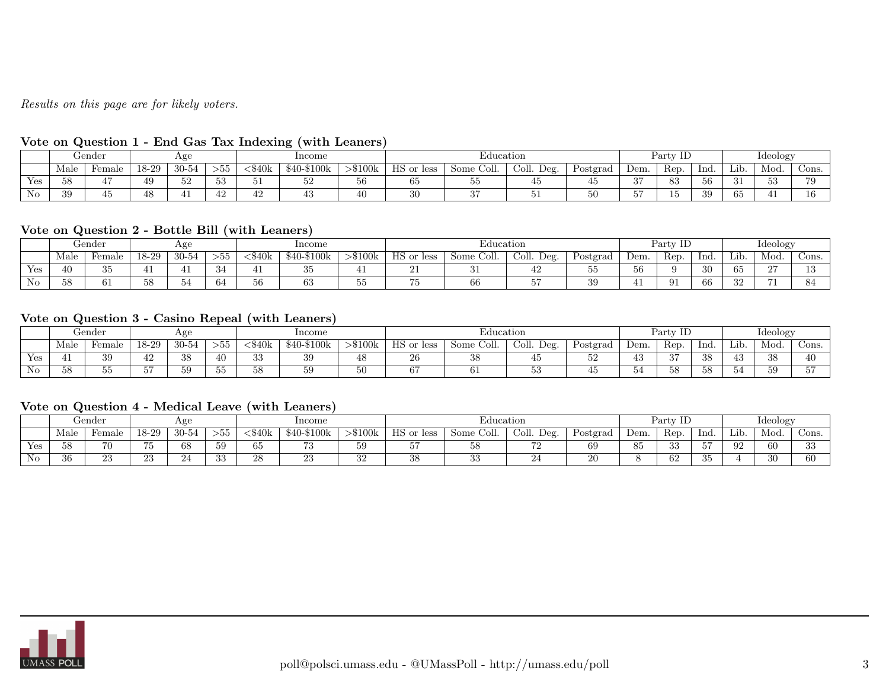*Results on this page are for likely voters.*

**Vote on Question 1 - End Gas Tax Indexing (with Leaners)**

| | Gender | | Age | | | Income | | | Education | | | | Party ID | | | Ideology | | |
|---|---|---|---|---|---|---|---|---|---|---|---|---|---|---|---|---|---|---|
| | Male | Female | 18-29 | 30-54 | >55 | <$40k | $40-$100k | >$100k | HS or less | Some Coll. | Coll. Deg. | Postgrad | Dem. | Rep. | Ind. | Lib. | Mod. | Cons. |
| Yes | 58 | 47 | 49 | 52 | 53 | 51 | 52 | 56 | 65 | 55 | 45 | 45 | 37 | 83 | 56 | 31 | 53 | 79 |
| No | 39 | 45 | 48 | 41 | 42 | 42 | 43 | 40 | 30 | 37 | 51 | 50 | 57 | 15 | 39 | 65 | 41 | 16 |

**Vote on Question 2 - Bottle Bill (with Leaners)**

| | Gender | | Age | | | Income | | | Education | | | | Party ID | | | Ideology | | |
|---|---|---|---|---|---|---|---|---|---|---|---|---|---|---|---|---|---|---|
| | Male | Female | 18-29 | 30-54 | >55 | <$40k | $40-$100k | >$100k | HS or less | Some Coll. | Coll. Deg. | Postgrad | Dem. | Rep. | Ind. | Lib. | Mod. | Cons. |
| Yes | 40 | 35 | 41 | 41 | 34 | 41 | 35 | 41 | 21 | 31 | 42 | 55 | 56 | 9 | 30 | 65 | 27 | 13 |
| No | 58 | 61 | 58 | 54 | 64 | 56 | 63 | 55 | 75 | 66 | 57 | 39 | 41 | 91 | 66 | 32 | 71 | 84 |

**Vote on Question 3 - Casino Repeal (with Leaners)**

| | Gender | | Age | | | Income | | | Education | | | | Party ID | | | Ideology | | |
|---|---|---|---|---|---|---|---|---|---|---|---|---|---|---|---|---|---|---|
| | Male | Female | 18-29 | 30-54 | >55 | <$40k | $40-$100k | >$100k | HS or less | Some Coll. | Coll. Deg. | Postgrad | Dem. | Rep. | Ind. | Lib. | Mod. | Cons. |
| Yes | 41 | 39 | 42 | 38 | 40 | 33 | 39 | 48 | 26 | 38 | 45 | 52 | 43 | 37 | 38 | 43 | 38 | 40 |
| No | 58 | 55 | 57 | 59 | 55 | 58 | 59 | 50 | 67 | 61 | 53 | 45 | 54 | 58 | 58 | 54 | 59 | 57 |

**Vote on Question 4 - Medical Leave (with Leaners)**

| | Gender | | Age | | | Income | | | Education | | | | Party ID | | | Ideology | | |
|---|---|---|---|---|---|---|---|---|---|---|---|---|---|---|---|---|---|---|
| | Male | Female | 18-29 | 30-54 | >55 | <$40k | $40-$100k | >$100k | HS or less | Some Coll. | Coll. Deg. | Postgrad | Dem. | Rep. | Ind. | Lib. | Mod. | Cons. |
| Yes | 58 | 70 | 75 | 68 | 59 | 65 | 73 | 59 | 57 | 58 | 72 | 69 | 85 | 33 | 57 | 92 | 60 | 33 |
| No | 36 | 23 | 23 | 24 | 33 | 28 | 23 | 32 | 38 | 33 | 24 | 20 | 8 | 62 | 35 | 4 | 30 | 60 |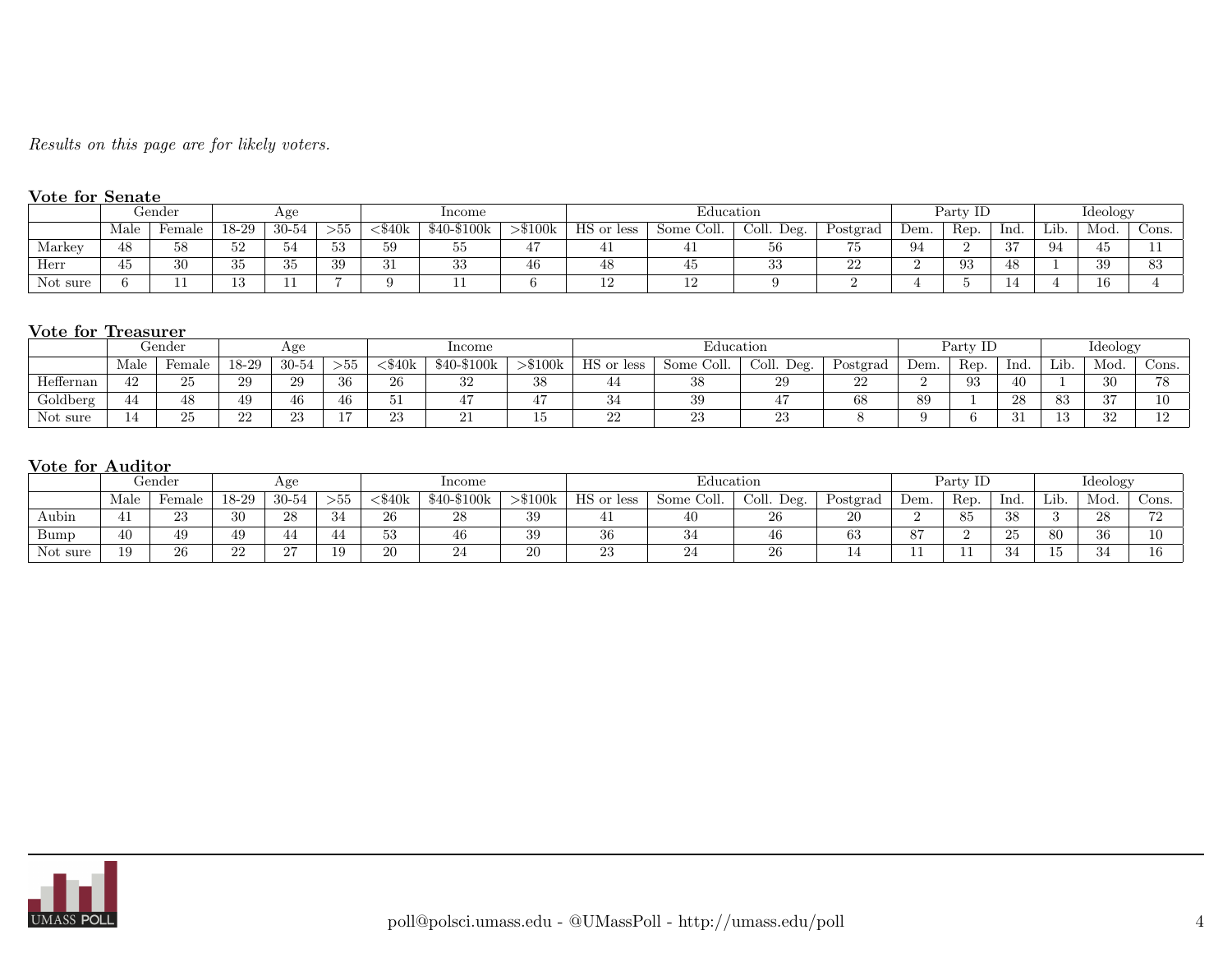*Results on this page are for likely voters.*

**Vote for Senate**

| | Gender | | Age | | | Income | | | Education | | | | Party ID | | | Ideology | | |
|---|---|---|---|---|---|---|---|---|---|---|---|---|---|---|---|---|---|---|
| | Male | Female | 18-29 | 30-54 | >55 | <$40k | $40-$100k | >$100k | HS or less | Some Coll. | Coll. Deg. | Postgrad | Dem. | Rep. | Ind. | Lib. | Mod. | Cons. |
| Markey | 48 | 58 | 52 | 54 | 53 | 59 | 55 | 47 | 41 | 41 | 56 | 75 | 94 | 2 | 37 | 94 | 45 | 11 |
| Herr | 45 | 30 | 35 | 35 | 39 | 31 | 33 | 46 | 48 | 45 | 33 | 22 | 2 | 93 | 48 | 1 | 39 | 83 |
| Not sure | 6 | 11 | 13 | 11 | 7 | 9 | 11 | 6 | 12 | 12 | 9 | 2 | 4 | 5 | 14 | 4 | 16 | 4 |

**Vote for Treasurer**

| | Gender | | Age | | | Income | | | Education | | | | Party ID | | | Ideology | | |
|---|---|---|---|---|---|---|---|---|---|---|---|---|---|---|---|---|---|---|
| | Male | Female | 18-29 | 30-54 | >55 | <$40k | $40-$100k | >$100k | HS or less | Some Coll. | Coll. Deg. | Postgrad | Dem. | Rep. | Ind. | Lib. | Mod. | Cons. |
| Heffernan | 42 | 25 | 29 | 29 | 36 | 26 | 32 | 38 | 44 | 38 | 29 | 22 | 2 | 93 | 40 | 1 | 30 | 78 |
| Goldberg | 44 | 48 | 49 | 46 | 46 | 51 | 47 | 47 | 34 | 39 | 47 | 68 | 89 | 1 | 28 | 83 | 37 | 10 |
| Not sure | 14 | 25 | 22 | 23 | 17 | 23 | 21 | 15 | 22 | 23 | 23 | 8 | 9 | 6 | 31 | 13 | 32 | 12 |

**Vote for Auditor**

| | Gender | | Age | | | Income | | | Education | | | | Party ID | | | Ideology | | |
|---|---|---|---|---|---|---|---|---|---|---|---|---|---|---|---|---|---|---|
| | Male | Female | 18-29 | 30-54 | >55 | <$40k | $40-$100k | >$100k | HS or less | Some Coll. | Coll. Deg. | Postgrad | Dem. | Rep. | Ind. | Lib. | Mod. | Cons. |
| Aubin | 41 | 23 | 30 | 28 | 34 | 26 | 28 | 39 | 41 | 40 | 26 | 20 | 2 | 85 | 38 | 3 | 28 | 72 |
| Bump | 40 | 49 | 49 | 44 | 44 | 53 | 46 | 39 | 36 | 34 | 46 | 63 | 87 | 2 | 25 | 80 | 36 | 10 |
| Not sure | 19 | 26 | 22 | 27 | 19 | 20 | 24 | 20 | 23 | 24 | 26 | 14 | 11 | 11 | 34 | 15 | 34 | 16 |

poll@polsci.umass.edu - @UMassPoll - http://umass.edu/poll